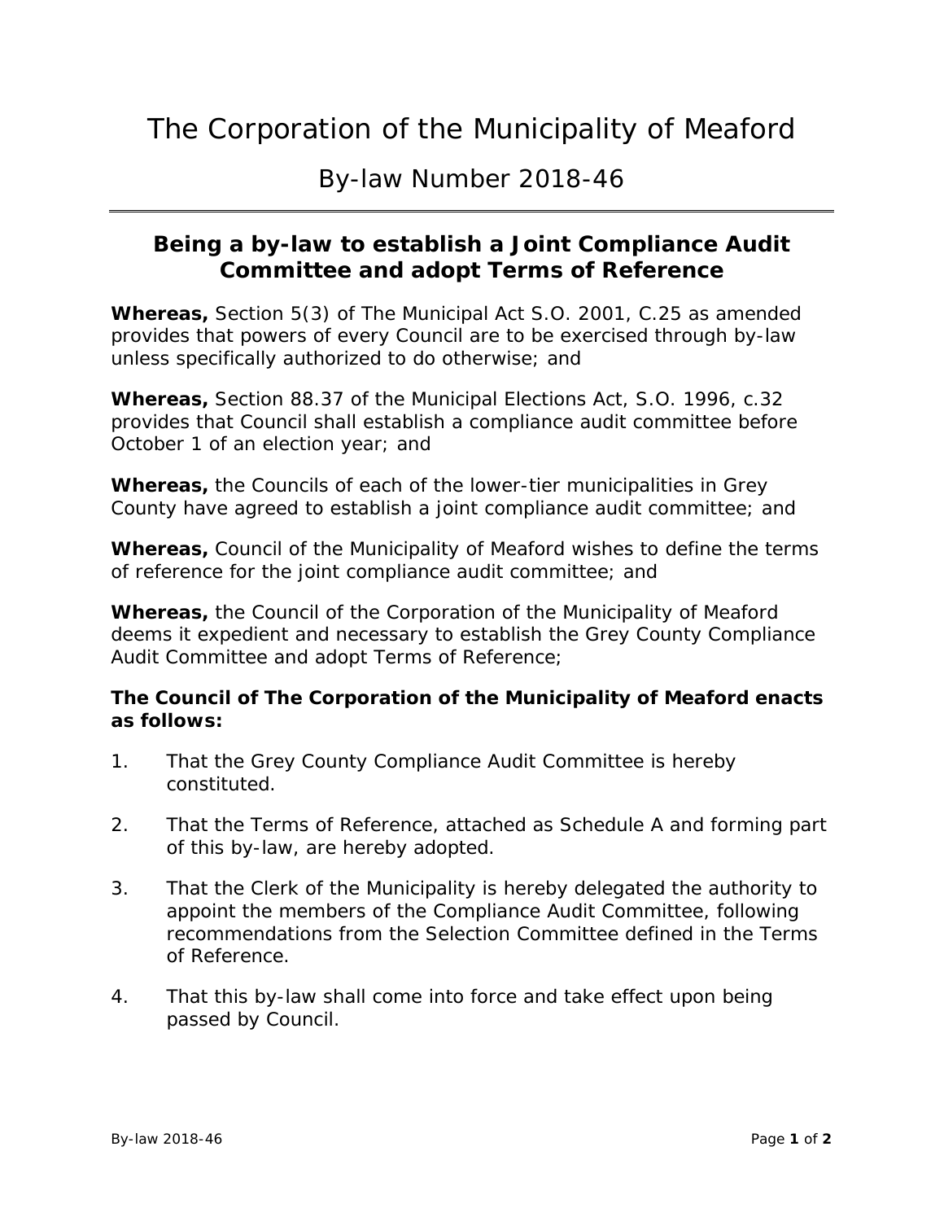# The Corporation of the Municipality of Meaford

## By-law Number 2018-46

### Being a by-law to establish a Joint Compliance Audit Committee and adopt Terms of Reference

**Whereas,** Section 5(3) of The Municipal Act S.O. 2001, C.25 as amended provides that powers of every Council are to be exercised through by-law unless specifically authorized to do otherwise; and

**Whereas,** Section 88.37 of the Municipal Elections Act, S.O. 1996, c.32 provides that Council shall establish a compliance audit committee before October 1 of an election year; and

**Whereas,** the Councils of each of the lower-tier municipalities in Grey County have agreed to establish a joint compliance audit committee; and

**Whereas,** Council of the Municipality of Meaford wishes to define the terms of reference for the joint compliance audit committee; and

**Whereas,** the Council of the Corporation of the Municipality of Meaford deems it expedient and necessary to establish the Grey County Compliance Audit Committee and adopt Terms of Reference;

**The Council of The Corporation of the Municipality of Meaford enacts as follows:**

1. That the Grey County Compliance Audit Committee is hereby constituted.
2. That the Terms of Reference, attached as Schedule A and forming part of this by-law, are hereby adopted.
3. That the Clerk of the Municipality is hereby delegated the authority to appoint the members of the Compliance Audit Committee, following recommendations from the Selection Committee defined in the Terms of Reference.
4. That this by-law shall come into force and take effect upon being passed by Council.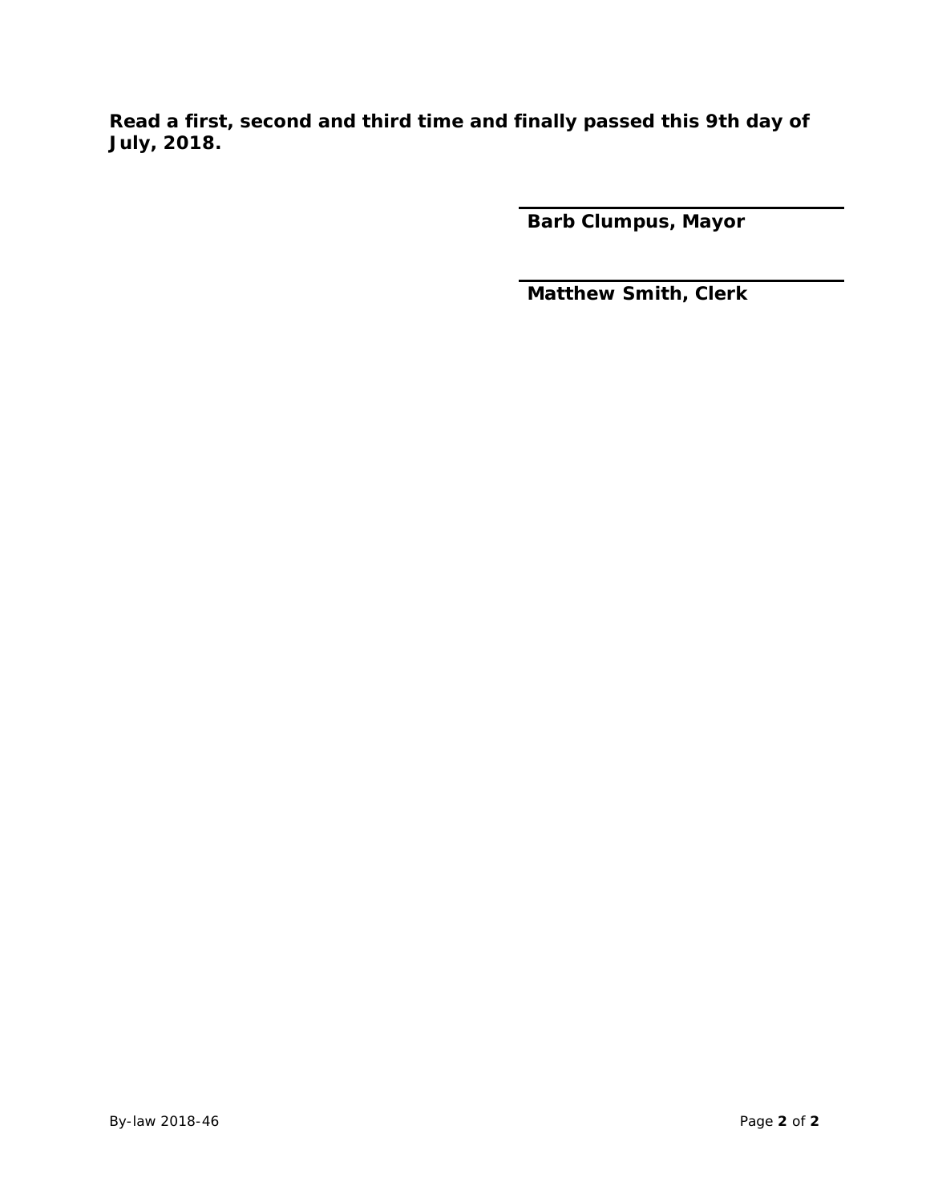**Read a first, second and third time and finally passed this 9th day of July, 2018.**

**Barb Clumpus, Mayor**

**Matthew Smith, Clerk**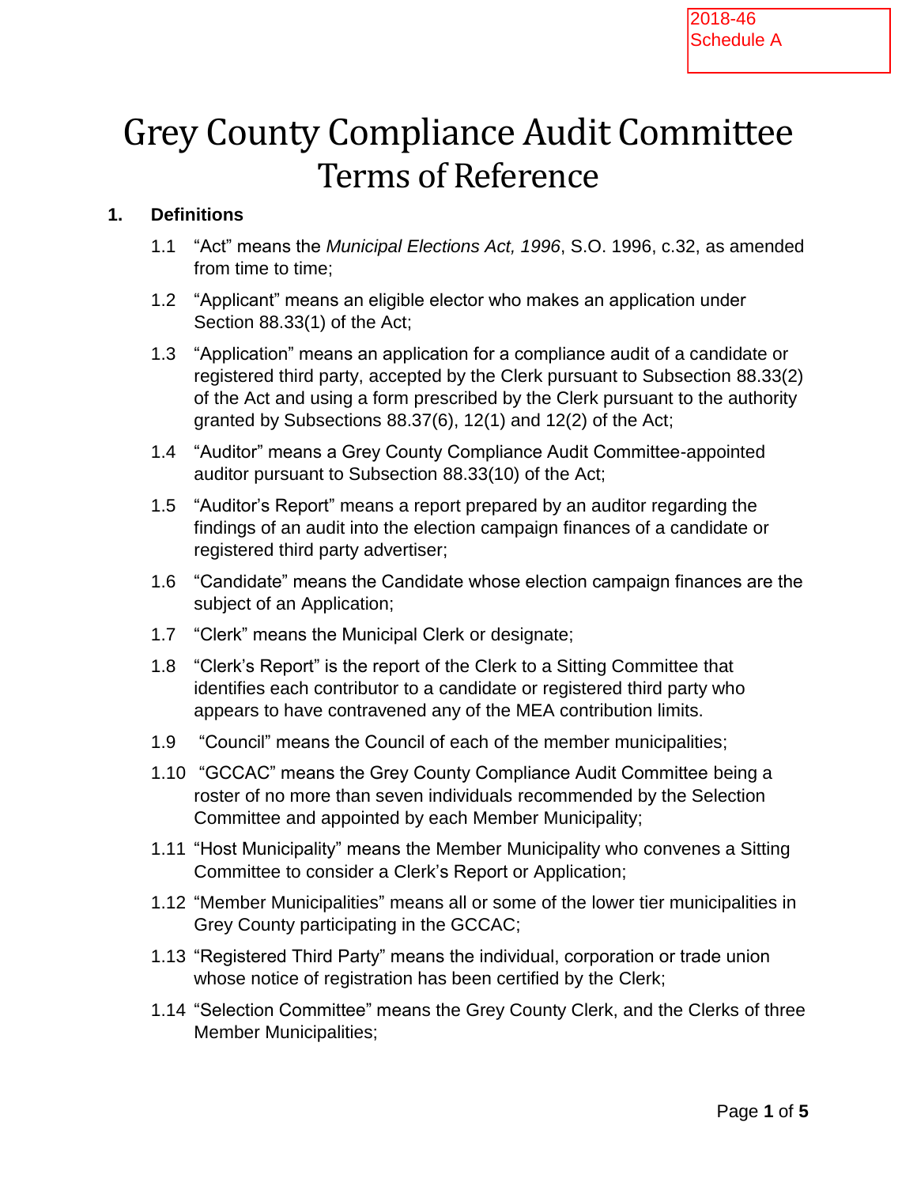2018-46
Schedule A

# Grey County Compliance Audit Committee Terms of Reference

## 1. Definitions

1.1 "Act" means the *Municipal Elections Act, 1996*, S.O. 1996, c.32, as amended from time to time;

1.2 "Applicant" means an eligible elector who makes an application under Section 88.33(1) of the Act;

1.3 "Application" means an application for a compliance audit of a candidate or registered third party, accepted by the Clerk pursuant to Subsection 88.33(2) of the Act and using a form prescribed by the Clerk pursuant to the authority granted by Subsections 88.37(6), 12(1) and 12(2) of the Act;

1.4 "Auditor" means a Grey County Compliance Audit Committee-appointed auditor pursuant to Subsection 88.33(10) of the Act;

1.5 "Auditor's Report" means a report prepared by an auditor regarding the findings of an audit into the election campaign finances of a candidate or registered third party advertiser;

1.6 "Candidate" means the Candidate whose election campaign finances are the subject of an Application;

1.7 "Clerk" means the Municipal Clerk or designate;

1.8 "Clerk's Report" is the report of the Clerk to a Sitting Committee that identifies each contributor to a candidate or registered third party who appears to have contravened any of the MEA contribution limits.

1.9 "Council" means the Council of each of the member municipalities;

1.10 "GCCAC" means the Grey County Compliance Audit Committee being a roster of no more than seven individuals recommended by the Selection Committee and appointed by each Member Municipality;

1.11 "Host Municipality" means the Member Municipality who convenes a Sitting Committee to consider a Clerk's Report or Application;

1.12 "Member Municipalities" means all or some of the lower tier municipalities in Grey County participating in the GCCAC;

1.13 "Registered Third Party" means the individual, corporation or trade union whose notice of registration has been certified by the Clerk;

1.14 "Selection Committee" means the Grey County Clerk, and the Clerks of three Member Municipalities;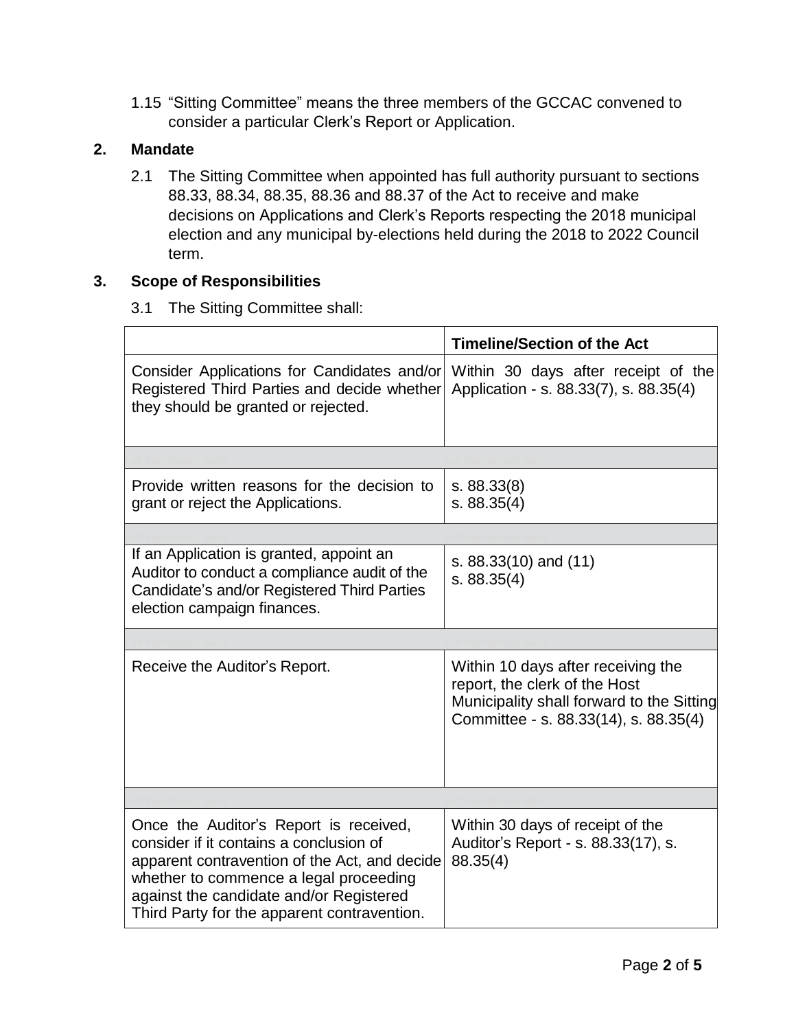1.15 “Sitting Committee” means the three members of the GCCAC convened to consider a particular Clerk’s Report or Application.

## 2. Mandate

2.1 The Sitting Committee when appointed has full authority pursuant to sections 88.33, 88.34, 88.35, 88.36 and 88.37 of the Act to receive and make decisions on Applications and Clerk’s Reports respecting the 2018 municipal election and any municipal by-elections held during the 2018 to 2022 Council term.

## 3. Scope of Responsibilities

3.1 The Sitting Committee shall:

| | Timeline/Section of the Act |
|---|---|
| Consider Applications for Candidates and/or Registered Third Parties and decide whether they should be granted or rejected. | Within 30 days after receipt of the Application - s. 88.33(7), s. 88.35(4) |
| | |
| Provide written reasons for the decision to grant or reject the Applications. | s. 88.33(8)<br>s. 88.35(4) |
| | |
| If an Application is granted, appoint an Auditor to conduct a compliance audit of the Candidate’s and/or Registered Third Parties election campaign finances. | s. 88.33(10) and (11)<br>s. 88.35(4) |
| | |
| Receive the Auditor’s Report. | Within 10 days after receiving the report, the clerk of the Host Municipality shall forward to the Sitting Committee - s. 88.33(14), s. 88.35(4) |
| | |
| Once the Auditor’s Report is received, consider if it contains a conclusion of apparent contravention of the Act, and decide whether to commence a legal proceeding against the candidate and/or Registered Third Party for the apparent contravention. | Within 30 days of receipt of the Auditor’s Report - s. 88.33(17), s. 88.35(4) |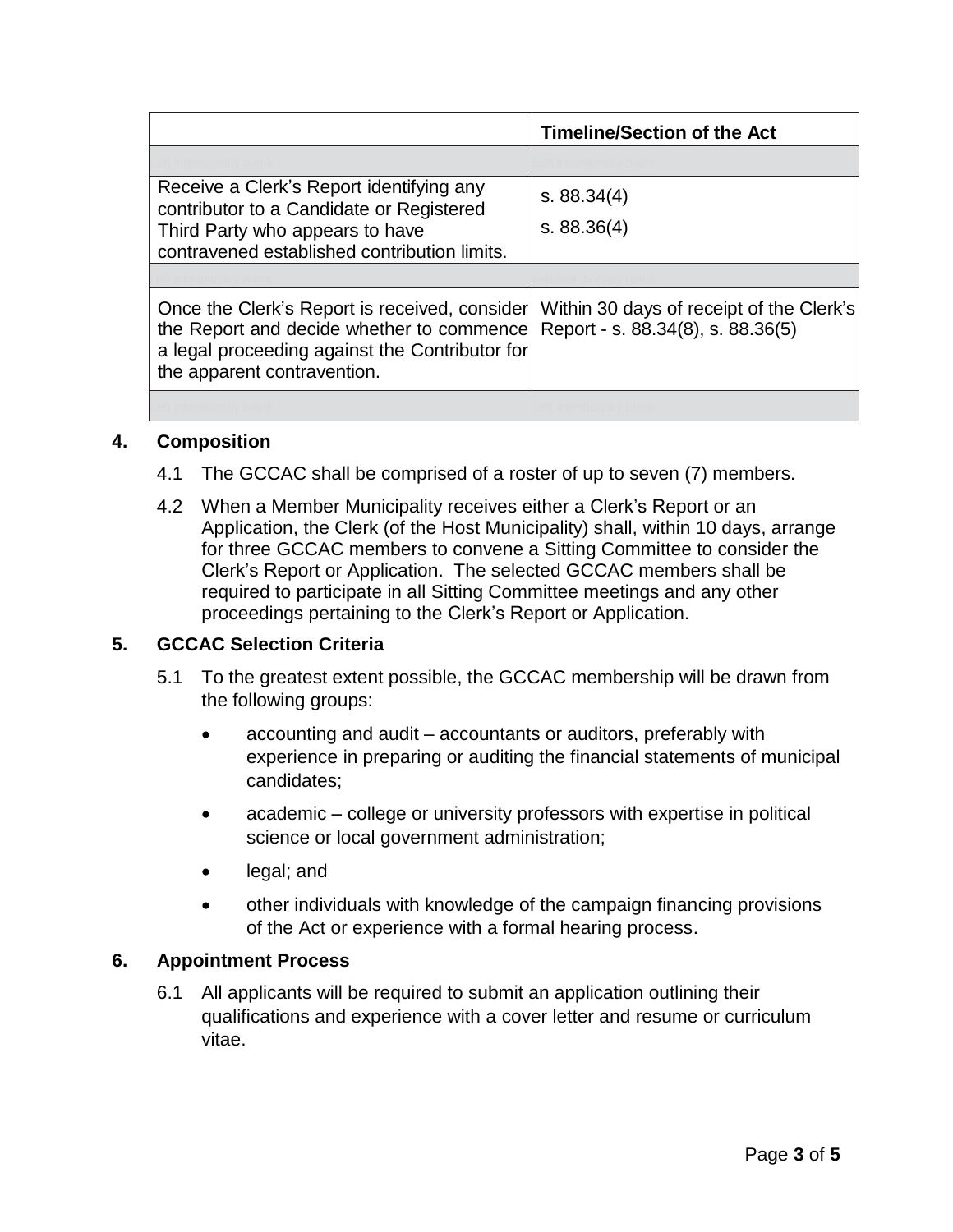| | Timeline/Section of the Act |
|---|---|
| Left intentionally blank | Left intentionally blank |
| Receive a Clerk’s Report identifying any contributor to a Candidate or Registered Third Party who appears to have contravened established contribution limits. | s. 88.34(4)<br>s. 88.36(4) |
| Left intentionally blank | Left intentionally blank |
| Once the Clerk’s Report is received, consider the Report and decide whether to commence a legal proceeding against the Contributor for the apparent contravention. | Within 30 days of receipt of the Clerk’s Report - s. 88.34(8), s. 88.36(5) |
| Left intentionally blank | Left intentionally blank |

## 4. Composition

4.1 The GCCAC shall be comprised of a roster of up to seven (7) members.

4.2 When a Member Municipality receives either a Clerk’s Report or an Application, the Clerk (of the Host Municipality) shall, within 10 days, arrange for three GCCAC members to convene a Sitting Committee to consider the Clerk’s Report or Application. The selected GCCAC members shall be required to participate in all Sitting Committee meetings and any other proceedings pertaining to the Clerk’s Report or Application.

## 5. GCCAC Selection Criteria

5.1 To the greatest extent possible, the GCCAC membership will be drawn from the following groups:

- accounting and audit – accountants or auditors, preferably with experience in preparing or auditing the financial statements of municipal candidates;
- academic – college or university professors with expertise in political science or local government administration;
- legal; and
- other individuals with knowledge of the campaign financing provisions of the Act or experience with a formal hearing process.

## 6. Appointment Process

6.1 All applicants will be required to submit an application outlining their qualifications and experience with a cover letter and resume or curriculum vitae.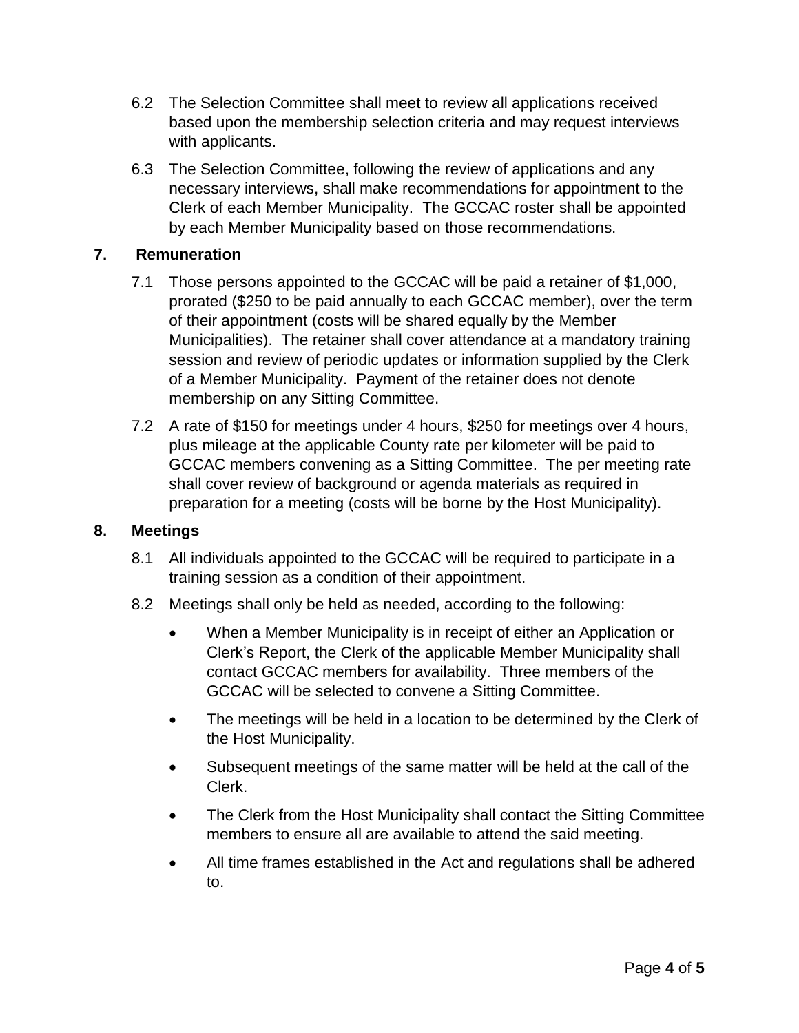6.2 The Selection Committee shall meet to review all applications received based upon the membership selection criteria and may request interviews with applicants.

6.3 The Selection Committee, following the review of applications and any necessary interviews, shall make recommendations for appointment to the Clerk of each Member Municipality. The GCCAC roster shall be appointed by each Member Municipality based on those recommendations.

## 7. Remuneration

7.1 Those persons appointed to the GCCAC will be paid a retainer of $1,000, prorated ($250 to be paid annually to each GCCAC member), over the term of their appointment (costs will be shared equally by the Member Municipalities). The retainer shall cover attendance at a mandatory training session and review of periodic updates or information supplied by the Clerk of a Member Municipality. Payment of the retainer does not denote membership on any Sitting Committee.

7.2 A rate of $150 for meetings under 4 hours, $250 for meetings over 4 hours, plus mileage at the applicable County rate per kilometer will be paid to GCCAC members convening as a Sitting Committee. The per meeting rate shall cover review of background or agenda materials as required in preparation for a meeting (costs will be borne by the Host Municipality).

## 8. Meetings

8.1 All individuals appointed to the GCCAC will be required to participate in a training session as a condition of their appointment.

8.2 Meetings shall only be held as needed, according to the following:

- When a Member Municipality is in receipt of either an Application or Clerk's Report, the Clerk of the applicable Member Municipality shall contact GCCAC members for availability. Three members of the GCCAC will be selected to convene a Sitting Committee.
- The meetings will be held in a location to be determined by the Clerk of the Host Municipality.
- Subsequent meetings of the same matter will be held at the call of the Clerk.
- The Clerk from the Host Municipality shall contact the Sitting Committee members to ensure all are available to attend the said meeting.
- All time frames established in the Act and regulations shall be adhered to.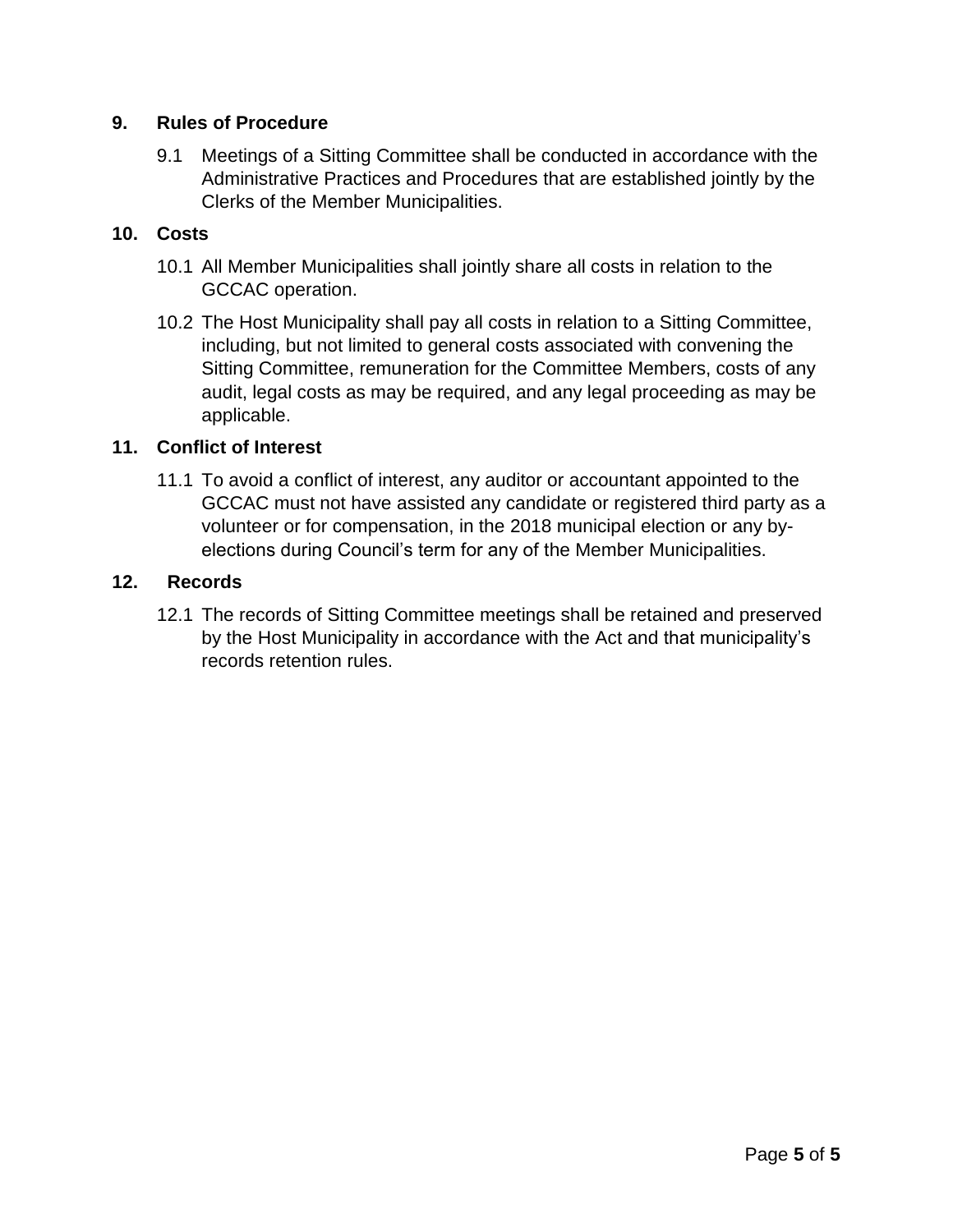## 9. Rules of Procedure

9.1 Meetings of a Sitting Committee shall be conducted in accordance with the Administrative Practices and Procedures that are established jointly by the Clerks of the Member Municipalities.

## 10. Costs

10.1 All Member Municipalities shall jointly share all costs in relation to the GCCAC operation.

10.2 The Host Municipality shall pay all costs in relation to a Sitting Committee, including, but not limited to general costs associated with convening the Sitting Committee, remuneration for the Committee Members, costs of any audit, legal costs as may be required, and any legal proceeding as may be applicable.

## 11. Conflict of Interest

11.1 To avoid a conflict of interest, any auditor or accountant appointed to the GCCAC must not have assisted any candidate or registered third party as a volunteer or for compensation, in the 2018 municipal election or any by-elections during Council's term for any of the Member Municipalities.

## 12. Records

12.1 The records of Sitting Committee meetings shall be retained and preserved by the Host Municipality in accordance with the Act and that municipality's records retention rules.